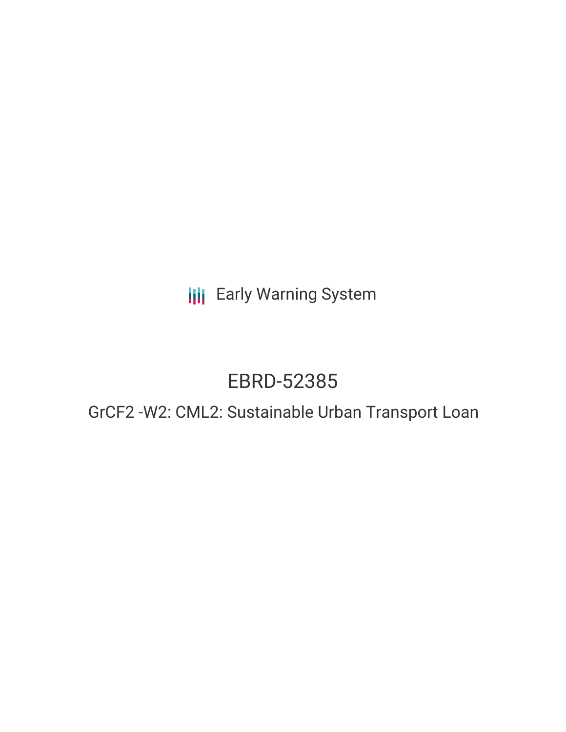Early Warning System

# EBRD-52385

## GrCF2 -W2: CML2: Sustainable Urban Transport Loan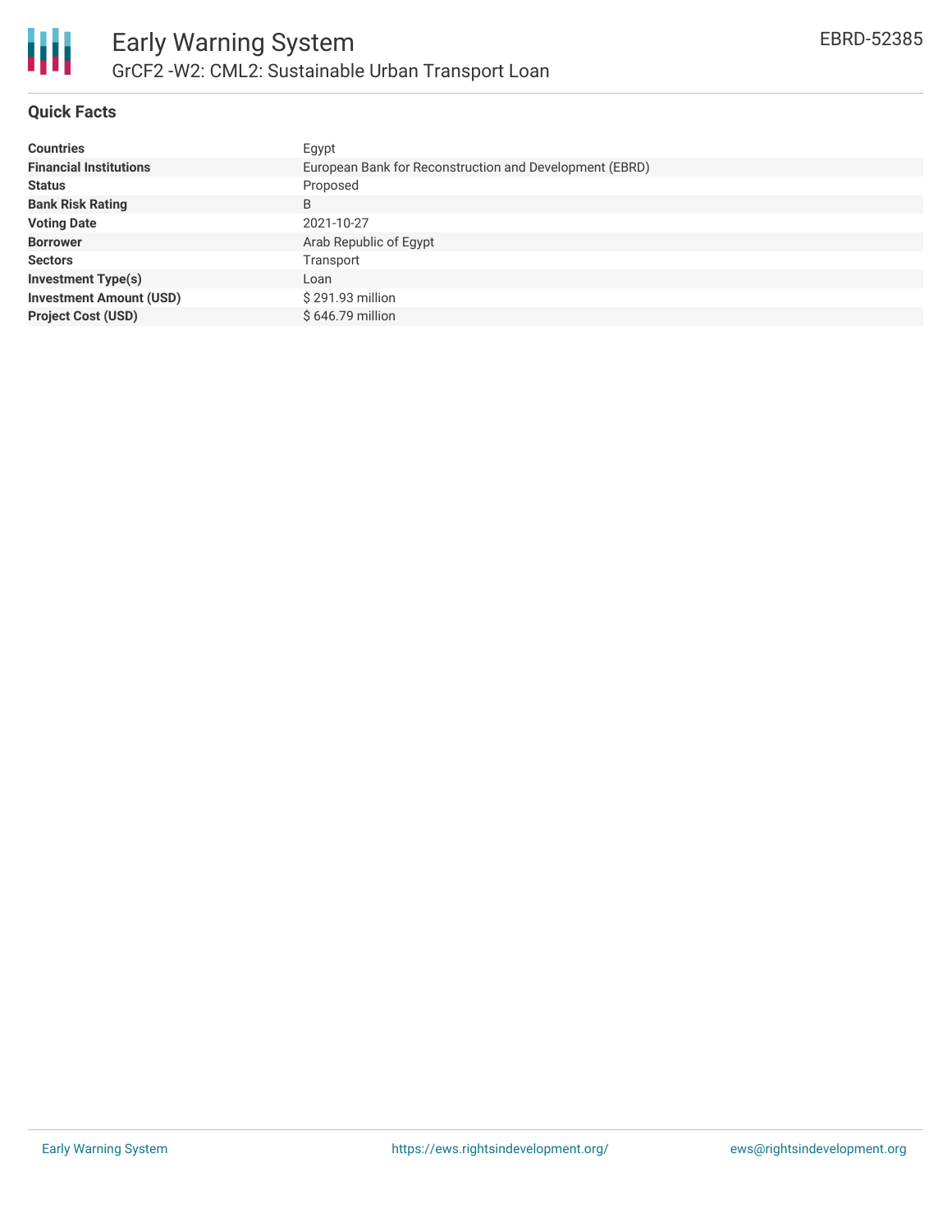# Early Warning System

## GrCF2 -W2: CML2: Sustainable Urban Transport Loan

EBRD-52385

### Quick Facts

| | |
|---|---|
| **Countries** | Egypt |
| **Financial Institutions** | European Bank for Reconstruction and Development (EBRD) |
| **Status** | Proposed |
| **Bank Risk Rating** | B |
| **Voting Date** | 2021-10-27 |
| **Borrower** | Arab Republic of Egypt |
| **Sectors** | Transport |
| **Investment Type(s)** | Loan |
| **Investment Amount (USD)** | $ 291.93 million |
| **Project Cost (USD)** | $ 646.79 million |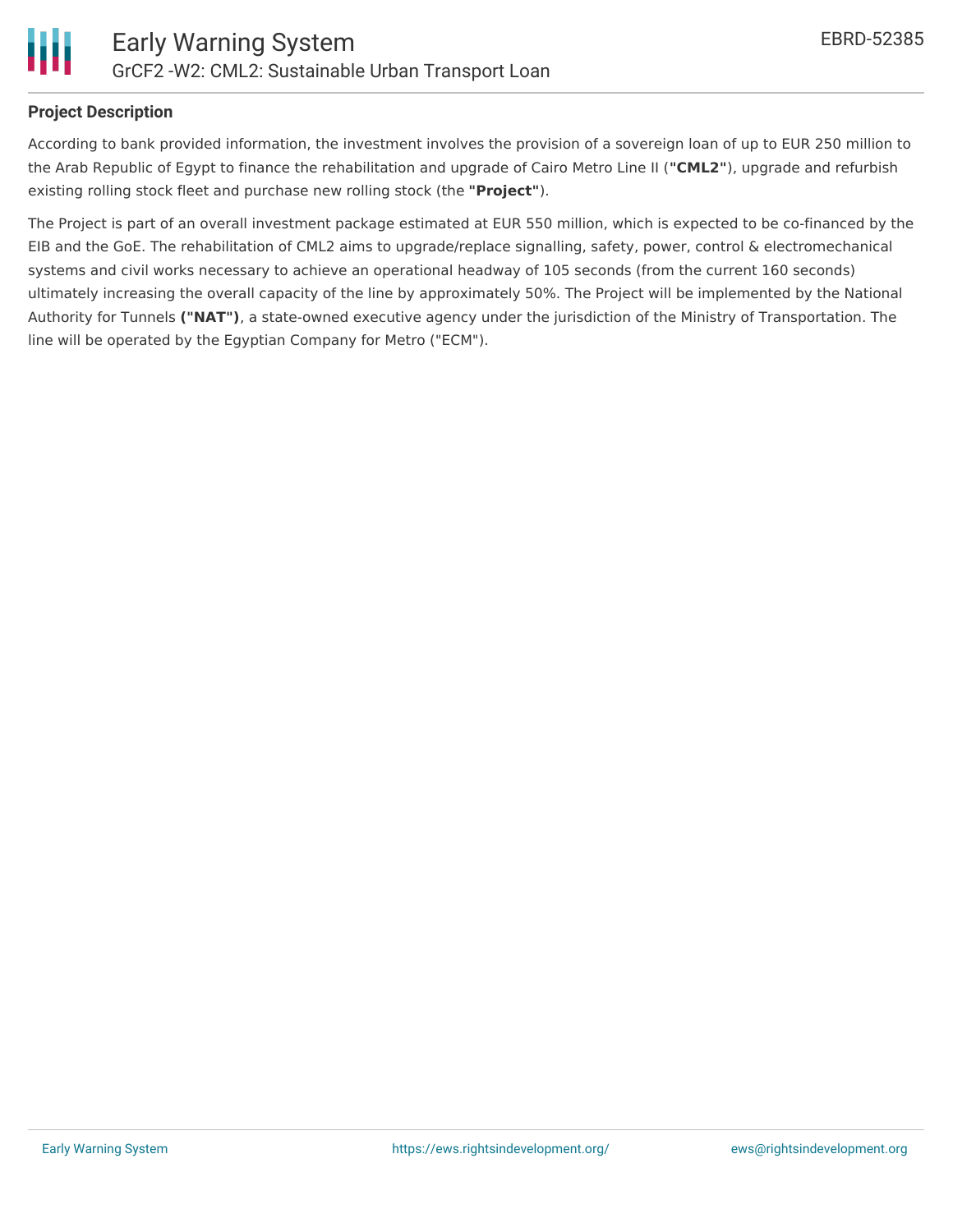**Project Description**

According to bank provided information, the investment involves the provision of a sovereign loan of up to EUR 250 million to the Arab Republic of Egypt to finance the rehabilitation and upgrade of Cairo Metro Line II (**"CML2"**), upgrade and refurbish existing rolling stock fleet and purchase new rolling stock (the **"Project"**).

The Project is part of an overall investment package estimated at EUR 550 million, which is expected to be co-financed by the EIB and the GoE. The rehabilitation of CML2 aims to upgrade/replace signalling, safety, power, control & electromechanical systems and civil works necessary to achieve an operational headway of 105 seconds (from the current 160 seconds) ultimately increasing the overall capacity of the line by approximately 50%. The Project will be implemented by the National Authority for Tunnels **("NAT")**, a state-owned executive agency under the jurisdiction of the Ministry of Transportation. The line will be operated by the Egyptian Company for Metro ("ECM").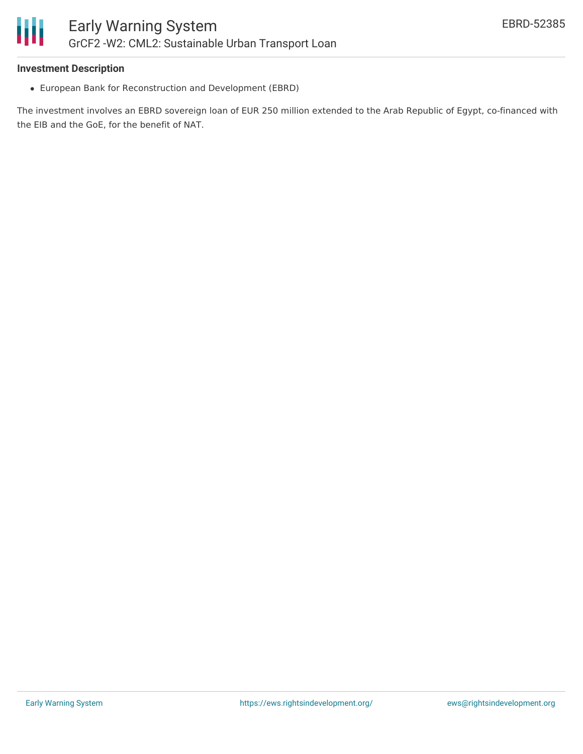### Investment Description

- European Bank for Reconstruction and Development (EBRD)

The investment involves an EBRD sovereign loan of EUR 250 million extended to the Arab Republic of Egypt, co-financed with the EIB and the GoE, for the benefit of NAT.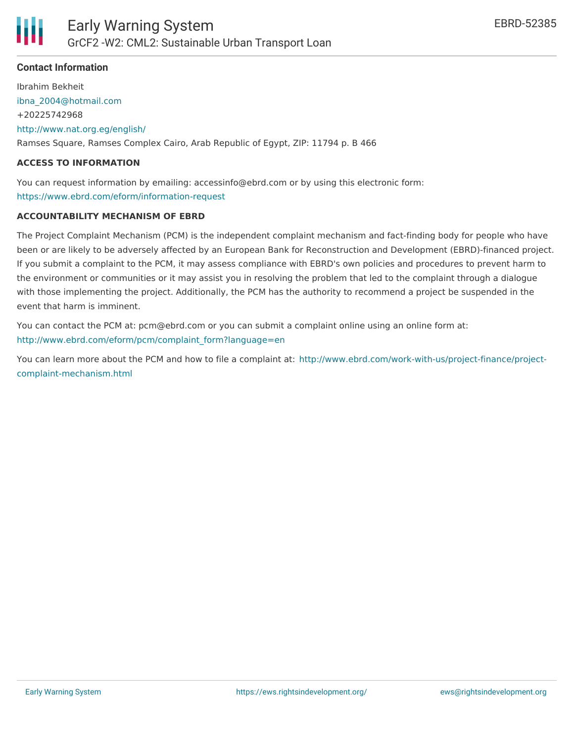### Contact Information

Ibrahim Bekheit

ibna_2004@hotmail.com

+20225742968

http://www.nat.org.eg/english/

Ramses Square, Ramses Complex Cairo, Arab Republic of Egypt, ZIP: 11794 p. B 466

#### ACCESS TO INFORMATION

You can request information by emailing: accessinfo@ebrd.com or by using this electronic form: https://www.ebrd.com/eform/information-request

#### ACCOUNTABILITY MECHANISM OF EBRD

The Project Complaint Mechanism (PCM) is the independent complaint mechanism and fact-finding body for people who have been or are likely to be adversely affected by an European Bank for Reconstruction and Development (EBRD)-financed project. If you submit a complaint to the PCM, it may assess compliance with EBRD's own policies and procedures to prevent harm to the environment or communities or it may assist you in resolving the problem that led to the complaint through a dialogue with those implementing the project. Additionally, the PCM has the authority to recommend a project be suspended in the event that harm is imminent.

You can contact the PCM at: pcm@ebrd.com or you can submit a complaint online using an online form at: http://www.ebrd.com/eform/pcm/complaint_form?language=en

You can learn more about the PCM and how to file a complaint at: http://www.ebrd.com/work-with-us/project-finance/project-complaint-mechanism.html